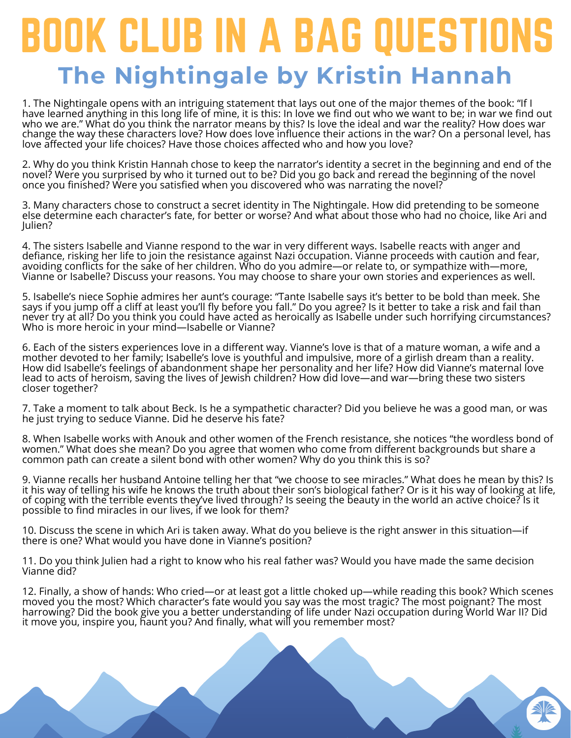# BOOK CLUB IN A BAG QUESTIONS

## The Nightingale by Kristin Hannah

1. The Nightingale opens with an intriguing statement that lays out one of the major themes of the book: "If I have learned anything in this long life of mine, it is this: In love we find out who we want to be; in war we find out who we are." What do you think the narrator means by this? Is love the ideal and war the reality? How does war change the way these characters love? How does love influence their actions in the war? On a personal level, has love affected your life choices? Have those choices affected who and how you love?

2. Why do you think Kristin Hannah chose to keep the narrator's identity a secret in the beginning and end of the novel? Were you surprised by who it turned out to be? Did you go back and reread the beginning of the novel once you finished? Were you satisfied when you discovered who was narrating the novel?

3. Many characters chose to construct a secret identity in The Nightingale. How did pretending to be someone else determine each character's fate, for better or worse? And what about those who had no choice, like Ari and Julien?

4. The sisters Isabelle and Vianne respond to the war in very different ways. Isabelle reacts with anger and defiance, risking her life to join the resistance against Nazi occupation. Vianne proceeds with caution and fear, avoiding conflicts for the sake of her children. Who do you admire—or relate to, or sympathize with—more, Vianne or Isabelle? Discuss your reasons. You may choose to share your own stories and experiences as well.

5. Isabelle's niece Sophie admires her aunt's courage: "Tante Isabelle says it's better to be bold than meek. She says if you jump off a cliff at least you'll fly before you fall." Do you agree? Is it better to take a risk and fail than never try at all? Do you think you could have acted as heroically as Isabelle under such horrifying circumstances? Who is more heroic in your mind—Isabelle or Vianne?

6. Each of the sisters experiences love in a different way. Vianne's love is that of a mature woman, a wife and a mother devoted to her family; Isabelle's love is youthful and impulsive, more of a girlish dream than a reality. How did Isabelle's feelings of abandonment shape her personality and her life? How did Vianne's maternal love lead to acts of heroism, saving the lives of Jewish children? How did love—and war—bring these two sisters closer together?

7. Take a moment to talk about Beck. Is he a sympathetic character? Did you believe he was a good man, or was he just trying to seduce Vianne. Did he deserve his fate?

8. When Isabelle works with Anouk and other women of the French resistance, she notices "the wordless bond of women." What does she mean? Do you agree that women who come from different backgrounds but share a common path can create a silent bond with other women? Why do you think this is so?

9. Vianne recalls her husband Antoine telling her that "we choose to see miracles." What does he mean by this? Is it his way of telling his wife he knows the truth about their son's biological father? Or is it his way of looking at life, of coping with the terrible events they've lived through? Is seeing the beauty in the world an active choice? Is it possible to find miracles in our lives, if we look for them?

10. Discuss the scene in which Ari is taken away. What do you believe is the right answer in this situation—if there is one? What would you have done in Vianne's position?

11. Do you think Julien had a right to know who his real father was? Would you have made the same decision Vianne did?

12. Finally, a show of hands: Who cried—or at least got a little choked up—while reading this book? Which scenes moved you the most? Which character's fate would you say was the most tragic? The most poignant? The most harrowing? Did the book give you a better understanding of life under Nazi occupation during World War II? Did it move you, inspire you, haunt you? And finally, what will you remember most?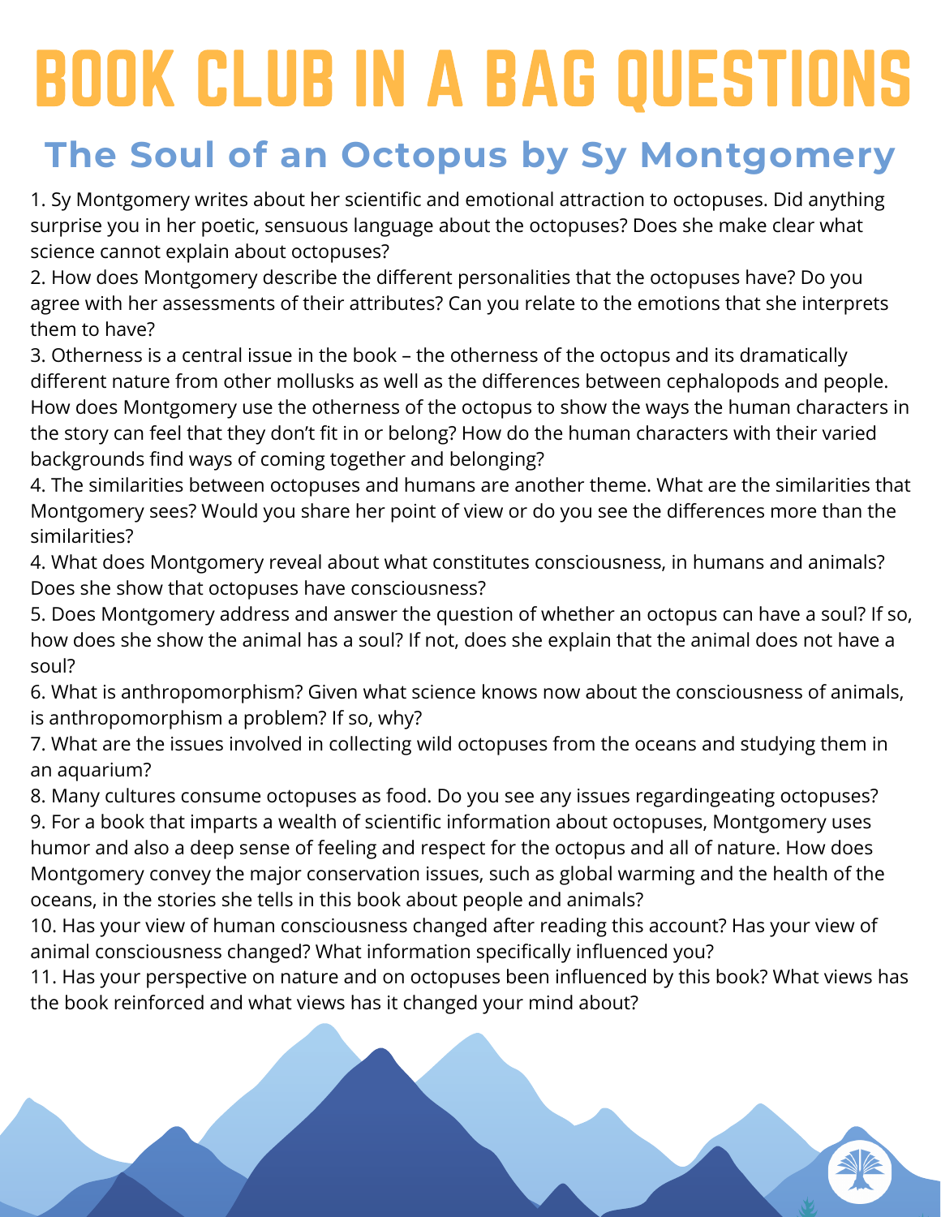# BOOK CLUB IN A BAG QUESTIONS

## The Soul of an Octopus by Sy Montgomery

1. Sy Montgomery writes about her scientific and emotional attraction to octopuses. Did anything surprise you in her poetic, sensuous language about the octopuses? Does she make clear what science cannot explain about octopuses?
2. How does Montgomery describe the different personalities that the octopuses have? Do you agree with her assessments of their attributes? Can you relate to the emotions that she interprets them to have?
3. Otherness is a central issue in the book – the otherness of the octopus and its dramatically different nature from other mollusks as well as the differences between cephalopods and people. How does Montgomery use the otherness of the octopus to show the ways the human characters in the story can feel that they don't fit in or belong? How do the human characters with their varied backgrounds find ways of coming together and belonging?
4. The similarities between octopuses and humans are another theme. What are the similarities that Montgomery sees? Would you share her point of view or do you see the differences more than the similarities?
4. What does Montgomery reveal about what constitutes consciousness, in humans and animals? Does she show that octopuses have consciousness?
5. Does Montgomery address and answer the question of whether an octopus can have a soul? If so, how does she show the animal has a soul? If not, does she explain that the animal does not have a soul?
6. What is anthropomorphism? Given what science knows now about the consciousness of animals, is anthropomorphism a problem? If so, why?
7. What are the issues involved in collecting wild octopuses from the oceans and studying them in an aquarium?
8. Many cultures consume octopuses as food. Do you see any issues regardingeating octopuses?
9. For a book that imparts a wealth of scientific information about octopuses, Montgomery uses humor and also a deep sense of feeling and respect for the octopus and all of nature. How does Montgomery convey the major conservation issues, such as global warming and the health of the oceans, in the stories she tells in this book about people and animals?
10. Has your view of human consciousness changed after reading this account? Has your view of animal consciousness changed? What information specifically influenced you?
11. Has your perspective on nature and on octopuses been influenced by this book? What views has the book reinforced and what views has it changed your mind about?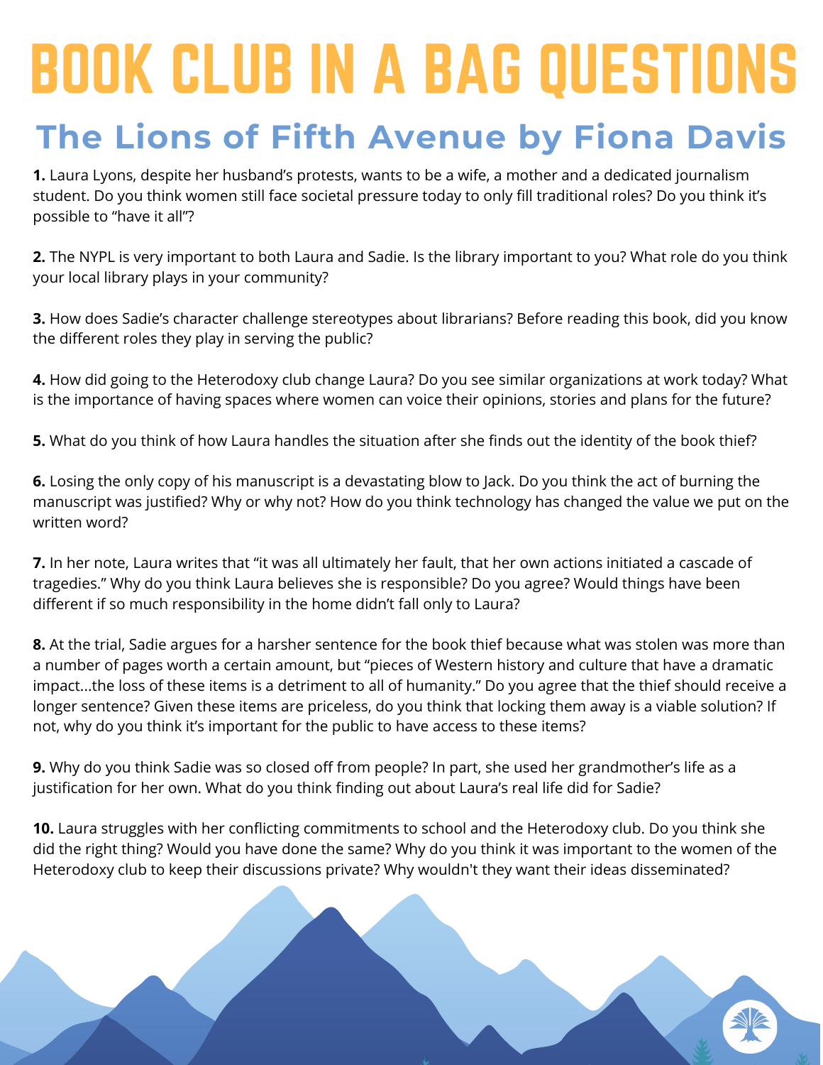# BOOK CLUB IN A BAG QUESTIONS

## The Lions of Fifth Avenue by Fiona Davis

**1.** Laura Lyons, despite her husband's protests, wants to be a wife, a mother and a dedicated journalism student. Do you think women still face societal pressure today to only fill traditional roles? Do you think it's possible to "have it all"?

**2.** The NYPL is very important to both Laura and Sadie. Is the library important to you? What role do you think your local library plays in your community?

**3.** How does Sadie's character challenge stereotypes about librarians? Before reading this book, did you know the different roles they play in serving the public?

**4.** How did going to the Heterodoxy club change Laura? Do you see similar organizations at work today? What is the importance of having spaces where women can voice their opinions, stories and plans for the future?

**5.** What do you think of how Laura handles the situation after she finds out the identity of the book thief?

**6.** Losing the only copy of his manuscript is a devastating blow to Jack. Do you think the act of burning the manuscript was justified? Why or why not? How do you think technology has changed the value we put on the written word?

**7.** In her note, Laura writes that "it was all ultimately her fault, that her own actions initiated a cascade of tragedies." Why do you think Laura believes she is responsible? Do you agree? Would things have been different if so much responsibility in the home didn't fall only to Laura?

**8.** At the trial, Sadie argues for a harsher sentence for the book thief because what was stolen was more than a number of pages worth a certain amount, but "pieces of Western history and culture that have a dramatic impact...the loss of these items is a detriment to all of humanity." Do you agree that the thief should receive a longer sentence? Given these items are priceless, do you think that locking them away is a viable solution? If not, why do you think it's important for the public to have access to these items?

**9.** Why do you think Sadie was so closed off from people? In part, she used her grandmother's life as a justification for her own. What do you think finding out about Laura's real life did for Sadie?

**10.** Laura struggles with her conflicting commitments to school and the Heterodoxy club. Do you think she did the right thing? Would you have done the same? Why do you think it was important to the women of the Heterodoxy club to keep their discussions private? Why wouldn't they want their ideas disseminated?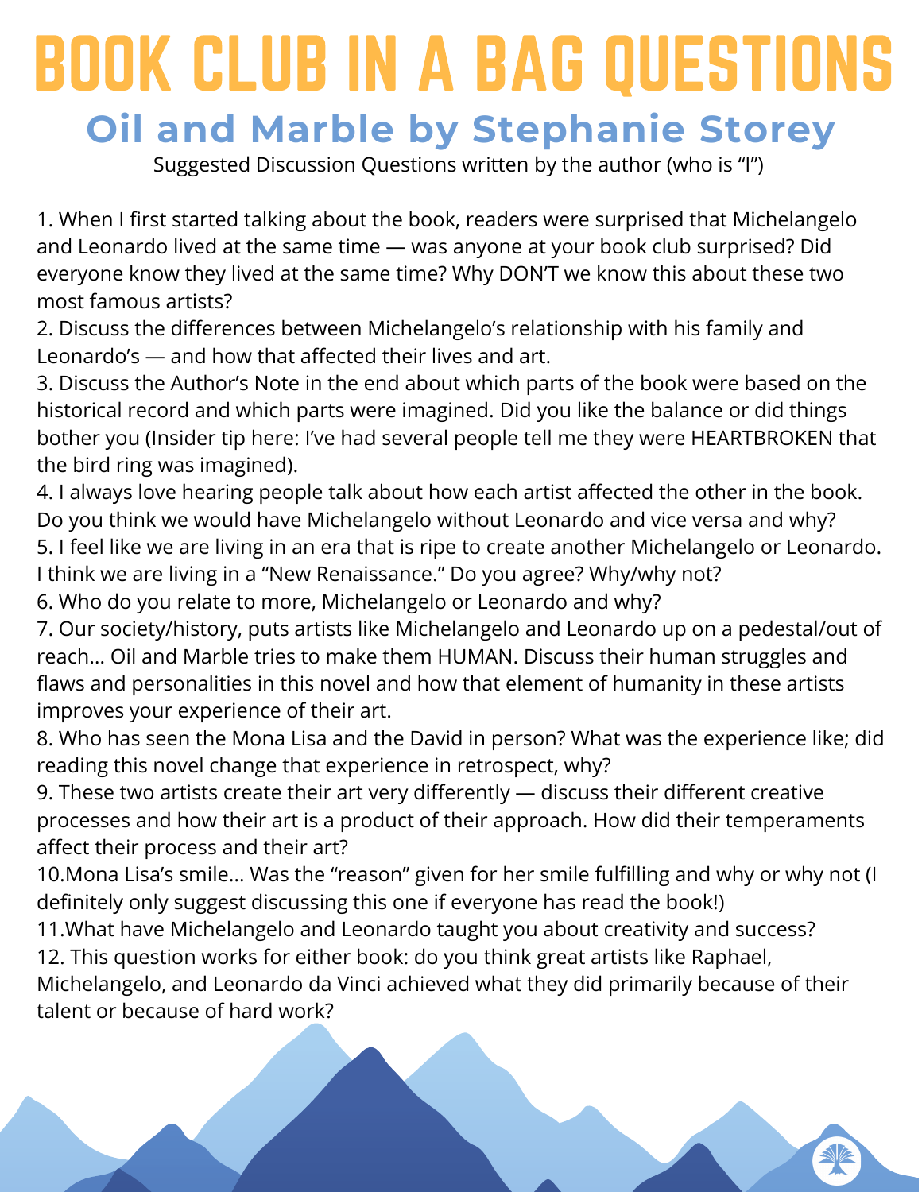# BOOK CLUB IN A BAG QUESTIONS

## Oil and Marble by Stephanie Storey

Suggested Discussion Questions written by the author (who is "I")

1. When I first started talking about the book, readers were surprised that Michelangelo and Leonardo lived at the same time — was anyone at your book club surprised? Did everyone know they lived at the same time? Why DON'T we know this about these two most famous artists?
2. Discuss the differences between Michelangelo's relationship with his family and Leonardo's — and how that affected their lives and art.
3. Discuss the Author's Note in the end about which parts of the book were based on the historical record and which parts were imagined. Did you like the balance or did things bother you (Insider tip here: I've had several people tell me they were HEARTBROKEN that the bird ring was imagined).
4. I always love hearing people talk about how each artist affected the other in the book. Do you think we would have Michelangelo without Leonardo and vice versa and why?
5. I feel like we are living in an era that is ripe to create another Michelangelo or Leonardo. I think we are living in a "New Renaissance." Do you agree? Why/why not?
6. Who do you relate to more, Michelangelo or Leonardo and why?
7. Our society/history, puts artists like Michelangelo and Leonardo up on a pedestal/out of reach... Oil and Marble tries to make them HUMAN. Discuss their human struggles and flaws and personalities in this novel and how that element of humanity in these artists improves your experience of their art.
8. Who has seen the Mona Lisa and the David in person? What was the experience like; did reading this novel change that experience in retrospect, why?
9. These two artists create their art very differently — discuss their different creative processes and how their art is a product of their approach. How did their temperaments affect their process and their art?
10. Mona Lisa's smile... Was the "reason" given for her smile fulfilling and why or why not (I definitely only suggest discussing this one if everyone has read the book!)
11. What have Michelangelo and Leonardo taught you about creativity and success?
12. This question works for either book: do you think great artists like Raphael, Michelangelo, and Leonardo da Vinci achieved what they did primarily because of their talent or because of hard work?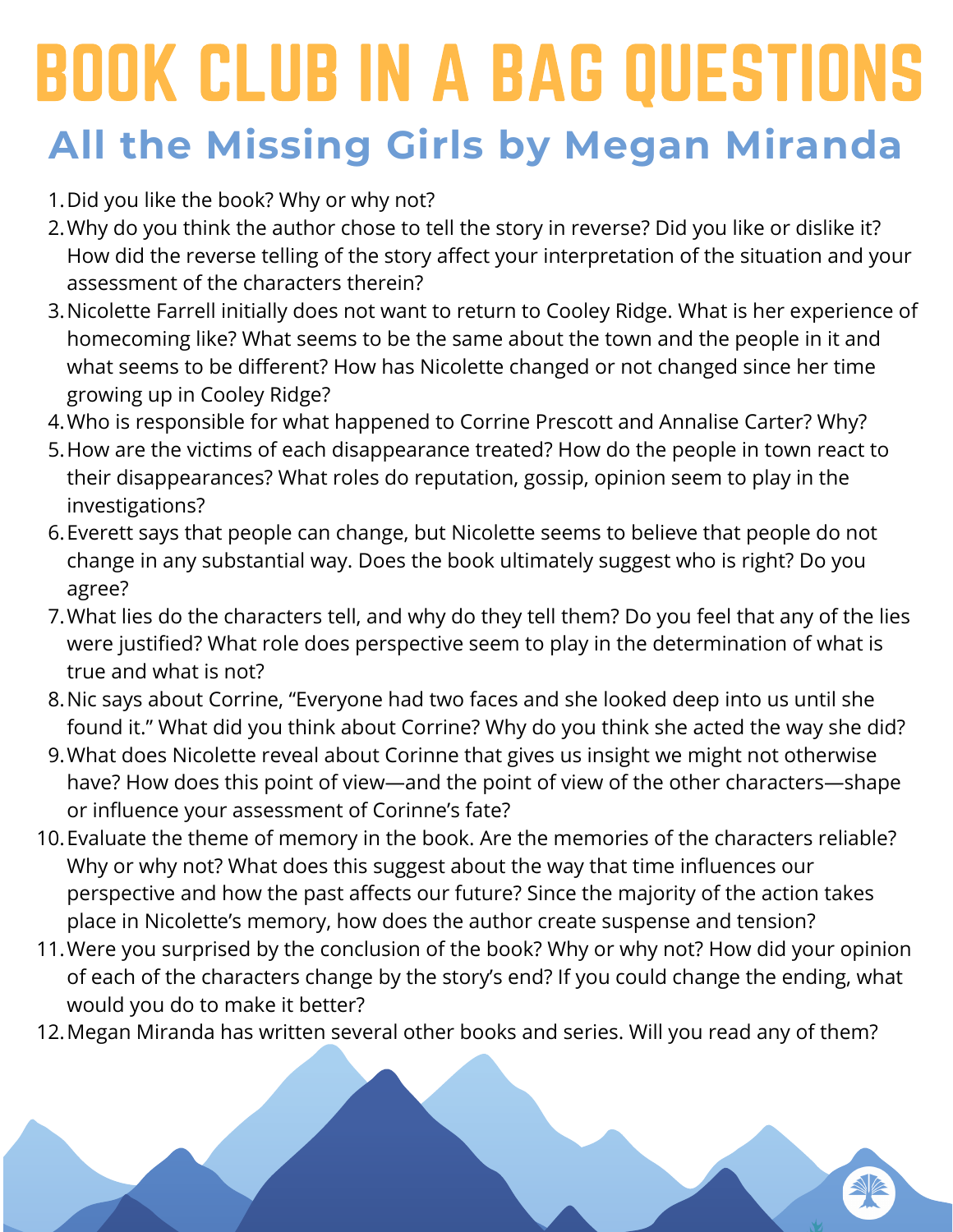# BOOK CLUB IN A BAG QUESTIONS

## All the Missing Girls by Megan Miranda

1. Did you like the book? Why or why not?
2. Why do you think the author chose to tell the story in reverse? Did you like or dislike it? How did the reverse telling of the story affect your interpretation of the situation and your assessment of the characters therein?
3. Nicolette Farrell initially does not want to return to Cooley Ridge. What is her experience of homecoming like? What seems to be the same about the town and the people in it and what seems to be different? How has Nicolette changed or not changed since her time growing up in Cooley Ridge?
4. Who is responsible for what happened to Corrine Prescott and Annalise Carter? Why?
5. How are the victims of each disappearance treated? How do the people in town react to their disappearances? What roles do reputation, gossip, opinion seem to play in the investigations?
6. Everett says that people can change, but Nicolette seems to believe that people do not change in any substantial way. Does the book ultimately suggest who is right? Do you agree?
7. What lies do the characters tell, and why do they tell them? Do you feel that any of the lies were justified? What role does perspective seem to play in the determination of what is true and what is not?
8. Nic says about Corrine, "Everyone had two faces and she looked deep into us until she found it." What did you think about Corrine? Why do you think she acted the way she did?
9. What does Nicolette reveal about Corinne that gives us insight we might not otherwise have? How does this point of view—and the point of view of the other characters—shape or influence your assessment of Corinne's fate?
10. Evaluate the theme of memory in the book. Are the memories of the characters reliable? Why or why not? What does this suggest about the way that time influences our perspective and how the past affects our future? Since the majority of the action takes place in Nicolette's memory, how does the author create suspense and tension?
11. Were you surprised by the conclusion of the book? Why or why not? How did your opinion of each of the characters change by the story's end? If you could change the ending, what would you do to make it better?
12. Megan Miranda has written several other books and series. Will you read any of them?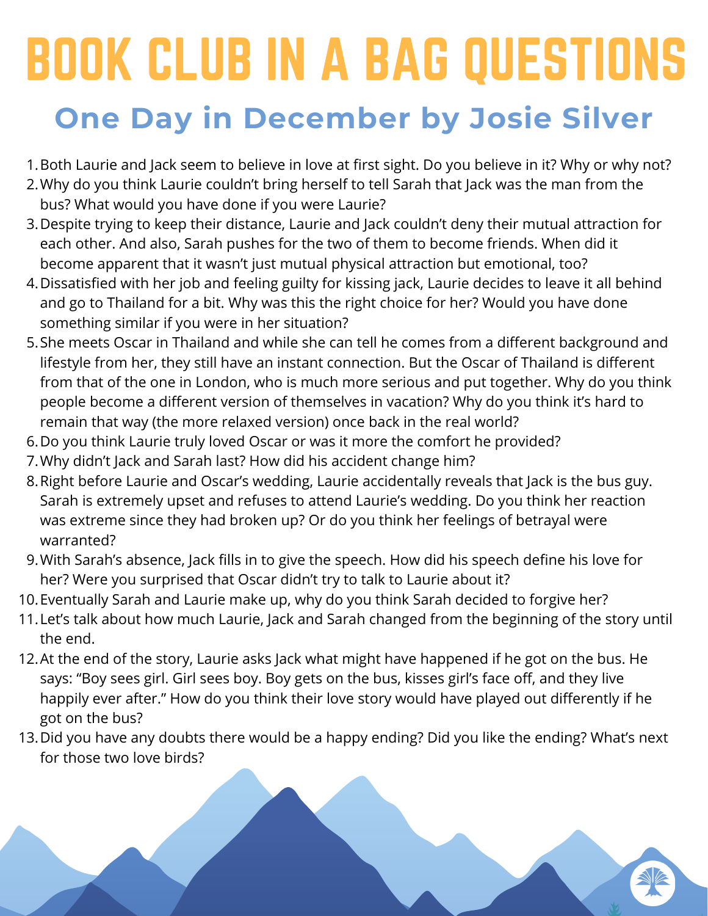# BOOK CLUB IN A BAG QUESTIONS

## One Day in December by Josie Silver

1. Both Laurie and Jack seem to believe in love at first sight. Do you believe in it? Why or why not?
2. Why do you think Laurie couldn't bring herself to tell Sarah that Jack was the man from the bus? What would you have done if you were Laurie?
3. Despite trying to keep their distance, Laurie and Jack couldn't deny their mutual attraction for each other. And also, Sarah pushes for the two of them to become friends. When did it become apparent that it wasn't just mutual physical attraction but emotional, too?
4. Dissatisfied with her job and feeling guilty for kissing jack, Laurie decides to leave it all behind and go to Thailand for a bit. Why was this the right choice for her? Would you have done something similar if you were in her situation?
5. She meets Oscar in Thailand and while she can tell he comes from a different background and lifestyle from her, they still have an instant connection. But the Oscar of Thailand is different from that of the one in London, who is much more serious and put together. Why do you think people become a different version of themselves in vacation? Why do you think it's hard to remain that way (the more relaxed version) once back in the real world?
6. Do you think Laurie truly loved Oscar or was it more the comfort he provided?
7. Why didn't Jack and Sarah last? How did his accident change him?
8. Right before Laurie and Oscar's wedding, Laurie accidentally reveals that Jack is the bus guy. Sarah is extremely upset and refuses to attend Laurie's wedding. Do you think her reaction was extreme since they had broken up? Or do you think her feelings of betrayal were warranted?
9. With Sarah's absence, Jack fills in to give the speech. How did his speech define his love for her? Were you surprised that Oscar didn't try to talk to Laurie about it?
10. Eventually Sarah and Laurie make up, why do you think Sarah decided to forgive her?
11. Let's talk about how much Laurie, Jack and Sarah changed from the beginning of the story until the end.
12. At the end of the story, Laurie asks Jack what might have happened if he got on the bus. He says: "Boy sees girl. Girl sees boy. Boy gets on the bus, kisses girl's face off, and they live happily ever after." How do you think their love story would have played out differently if he got on the bus?
13. Did you have any doubts there would be a happy ending? Did you like the ending? What's next for those two love birds?